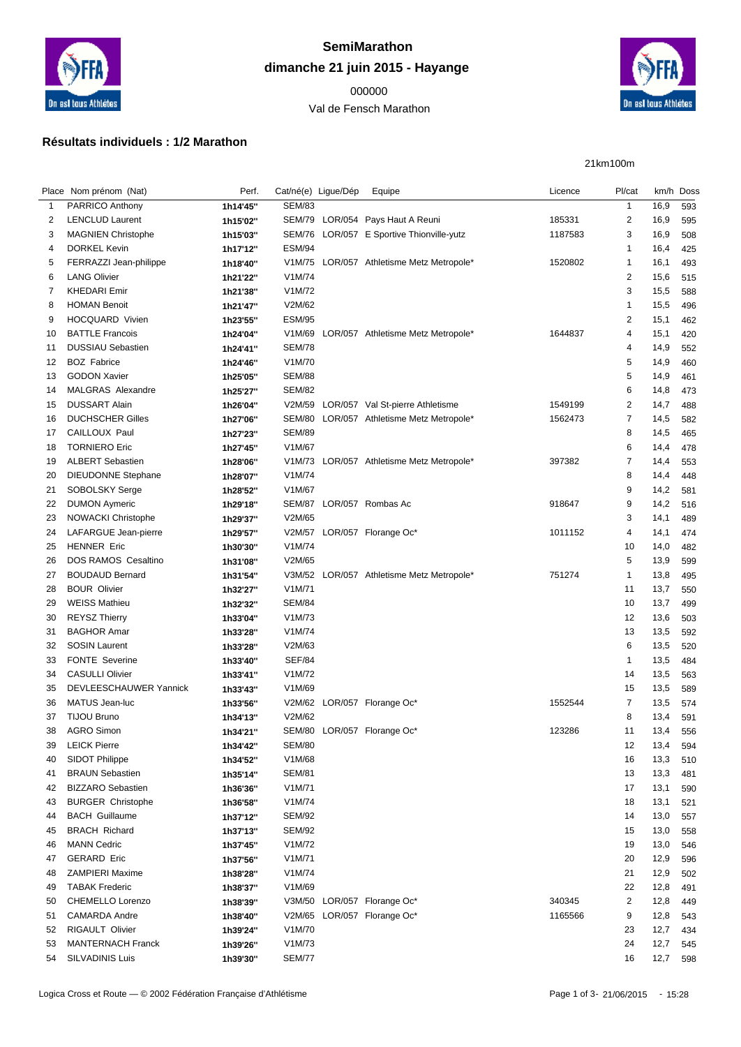# SemiMarathon

## dimanche 21 juin 2015 - Hayange

000000

Val de Fensch Marathon

### Résultats individuels : 1/2 Marathon

21km100m

| Place | Nom prénom (Nat) | Perf. | Cat/né(e) | Ligue/Dép | Equipe | Licence | Pl/cat | km/h | Doss |
|---|---|---|---|---|---|---|---|---|---|
| 1 | PARRICO Anthony | 1h14'45'' | SEM/83 | | | | 1 | 16,9 | 593 |
| 2 | LENCLUD Laurent | 1h15'02'' | SEM/79 | LOR/054 | Pays Haut A Reuni | 185331 | 2 | 16,9 | 595 |
| 3 | MAGNIEN Christophe | 1h15'03'' | SEM/76 | LOR/057 | E Sportive Thionville-yutz | 1187583 | 3 | 16,9 | 508 |
| 4 | DORKEL Kevin | 1h17'12'' | ESM/94 | | | | 1 | 16,4 | 425 |
| 5 | FERRAZZI Jean-philippe | 1h18'40'' | V1M/75 | LOR/057 | Athletisme Metz Metropole* | 1520802 | 1 | 16,1 | 493 |
| 6 | LANG Olivier | 1h21'22'' | V1M/74 | | | | 2 | 15,6 | 515 |
| 7 | KHEDARI Emir | 1h21'38'' | V1M/72 | | | | 3 | 15,5 | 588 |
| 8 | HOMAN Benoit | 1h21'47'' | V2M/62 | | | | 1 | 15,5 | 496 |
| 9 | HOCQUARD Vivien | 1h23'55'' | ESM/95 | | | | 2 | 15,1 | 462 |
| 10 | BATTLE Francois | 1h24'04'' | V1M/69 | LOR/057 | Athletisme Metz Metropole* | 1644837 | 4 | 15,1 | 420 |
| 11 | DUSSIAU Sebastien | 1h24'41'' | SEM/78 | | | | 4 | 14,9 | 552 |
| 12 | BOZ Fabrice | 1h24'46'' | V1M/70 | | | | 5 | 14,9 | 460 |
| 13 | GODON Xavier | 1h25'05'' | SEM/88 | | | | 5 | 14,9 | 461 |
| 14 | MALGRAS Alexandre | 1h25'27'' | SEM/82 | | | | 6 | 14,8 | 473 |
| 15 | DUSSART Alain | 1h26'04'' | V2M/59 | LOR/057 | Val St-pierre Athletisme | 1549199 | 2 | 14,7 | 488 |
| 16 | DUCHSCHER Gilles | 1h27'06'' | SEM/80 | LOR/057 | Athletisme Metz Metropole* | 1562473 | 7 | 14,5 | 582 |
| 17 | CAILLOUX Paul | 1h27'23'' | SEM/89 | | | | 8 | 14,5 | 465 |
| 18 | TORNIERO Eric | 1h27'45'' | V1M/67 | | | | 6 | 14,4 | 478 |
| 19 | ALBERT Sebastien | 1h28'06'' | V1M/73 | LOR/057 | Athletisme Metz Metropole* | 397382 | 7 | 14,4 | 553 |
| 20 | DIEUDONNE Stephane | 1h28'07'' | V1M/74 | | | | 8 | 14,4 | 448 |
| 21 | SOBOLSKY Serge | 1h28'52'' | V1M/67 | | | | 9 | 14,2 | 581 |
| 22 | DUMON Aymeric | 1h29'18'' | SEM/87 | LOR/057 | Rombas Ac | 918647 | 9 | 14,2 | 516 |
| 23 | NOWACKI Christophe | 1h29'37'' | V2M/65 | | | | 3 | 14,1 | 489 |
| 24 | LAFARGUE Jean-pierre | 1h29'57'' | V2M/57 | LOR/057 | Florange Oc* | 1011152 | 4 | 14,1 | 474 |
| 25 | HENNER Eric | 1h30'30'' | V1M/74 | | | | 10 | 14,0 | 482 |
| 26 | DOS RAMOS Cesaltino | 1h31'08'' | V2M/65 | | | | 5 | 13,9 | 599 |
| 27 | BOUDAUD Bernard | 1h31'54'' | V3M/52 | LOR/057 | Athletisme Metz Metropole* | 751274 | 1 | 13,8 | 495 |
| 28 | BOUR Olivier | 1h32'27'' | V1M/71 | | | | 11 | 13,7 | 550 |
| 29 | WEISS Mathieu | 1h32'32'' | SEM/84 | | | | 10 | 13,7 | 499 |
| 30 | REYSZ Thierry | 1h33'04'' | V1M/73 | | | | 12 | 13,6 | 503 |
| 31 | BAGHOR Amar | 1h33'28'' | V1M/74 | | | | 13 | 13,5 | 592 |
| 32 | SOSIN Laurent | 1h33'28'' | V2M/63 | | | | 6 | 13,5 | 520 |
| 33 | FONTE Severine | 1h33'40'' | SEF/84 | | | | 1 | 13,5 | 484 |
| 34 | CASULLI Olivier | 1h33'41'' | V1M/72 | | | | 14 | 13,5 | 563 |
| 35 | DEVLEESCHAUWER Yannick | 1h33'43'' | V1M/69 | | | | 15 | 13,5 | 589 |
| 36 | MATUS Jean-luc | 1h33'56'' | V2M/62 | LOR/057 | Florange Oc* | 1552544 | 7 | 13,5 | 574 |
| 37 | TIJOU Bruno | 1h34'13'' | V2M/62 | | | | 8 | 13,4 | 591 |
| 38 | AGRO Simon | 1h34'21'' | SEM/80 | LOR/057 | Florange Oc* | 123286 | 11 | 13,4 | 556 |
| 39 | LEICK Pierre | 1h34'42'' | SEM/80 | | | | 12 | 13,4 | 594 |
| 40 | SIDOT Philippe | 1h34'52'' | V1M/68 | | | | 16 | 13,3 | 510 |
| 41 | BRAUN Sebastien | 1h35'14'' | SEM/81 | | | | 13 | 13,3 | 481 |
| 42 | BIZZARO Sebastien | 1h36'36'' | V1M/71 | | | | 17 | 13,1 | 590 |
| 43 | BURGER Christophe | 1h36'58'' | V1M/74 | | | | 18 | 13,1 | 521 |
| 44 | BACH Guillaume | 1h37'12'' | SEM/92 | | | | 14 | 13,0 | 557 |
| 45 | BRACH Richard | 1h37'13'' | SEM/92 | | | | 15 | 13,0 | 558 |
| 46 | MANN Cedric | 1h37'45'' | V1M/72 | | | | 19 | 13,0 | 546 |
| 47 | GERARD Eric | 1h37'56'' | V1M/71 | | | | 20 | 12,9 | 596 |
| 48 | ZAMPIERI Maxime | 1h38'28'' | V1M/74 | | | | 21 | 12,9 | 502 |
| 49 | TABAK Frederic | 1h38'37'' | V1M/69 | | | | 22 | 12,8 | 491 |
| 50 | CHEMELLO Lorenzo | 1h38'39'' | V3M/50 | LOR/057 | Florange Oc* | 340345 | 2 | 12,8 | 449 |
| 51 | CAMARDA Andre | 1h38'40'' | V2M/65 | LOR/057 | Florange Oc* | 1165566 | 9 | 12,8 | 543 |
| 52 | RIGAULT Olivier | 1h39'24'' | V1M/70 | | | | 23 | 12,7 | 434 |
| 53 | MANTERNACH Franck | 1h39'26'' | V1M/73 | | | | 24 | 12,7 | 545 |
| 54 | SILVADINIS Luis | 1h39'30'' | SEM/77 | | | | 16 | 12,7 | 598 |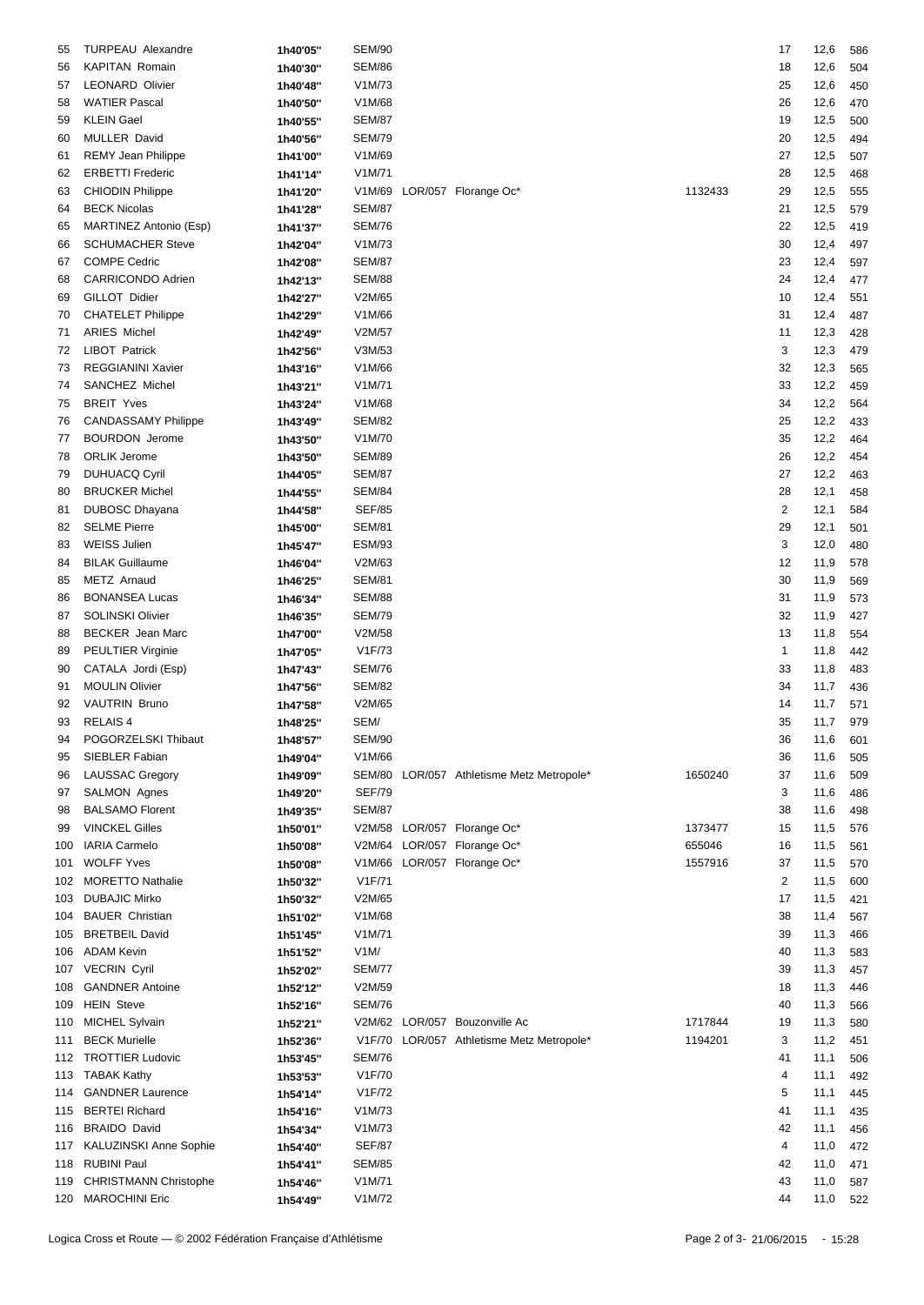| | | | | | | | | |
|---|---|---|---|---|---|---|---|---|
| 55 | TURPEAU Alexandre | 1h40'05'' | SEM/90 | | | 17 | 12,6 | 586 |
| 56 | KAPITAN Romain | 1h40'30'' | SEM/86 | | | 18 | 12,6 | 504 |
| 57 | LEONARD Olivier | 1h40'48'' | V1M/73 | | | 25 | 12,6 | 450 |
| 58 | WATIER Pascal | 1h40'50'' | V1M/68 | | | 26 | 12,6 | 470 |
| 59 | KLEIN Gael | 1h40'55'' | SEM/87 | | | 19 | 12,5 | 500 |
| 60 | MULLER David | 1h40'56'' | SEM/79 | | | 20 | 12,5 | 494 |
| 61 | REMY Jean Philippe | 1h41'00'' | V1M/69 | | | 27 | 12,5 | 507 |
| 62 | ERBETTI Frederic | 1h41'14'' | V1M/71 | | | 28 | 12,5 | 468 |
| 63 | CHIODIN Philippe | 1h41'20'' | V1M/69 | LOR/057 Florange Oc* | 1132433 | 29 | 12,5 | 555 |
| 64 | BECK Nicolas | 1h41'28'' | SEM/87 | | | 21 | 12,5 | 579 |
| 65 | MARTINEZ Antonio (Esp) | 1h41'37'' | SEM/76 | | | 22 | 12,5 | 419 |
| 66 | SCHUMACHER Steve | 1h42'04'' | V1M/73 | | | 30 | 12,4 | 497 |
| 67 | COMPE Cedric | 1h42'08'' | SEM/87 | | | 23 | 12,4 | 597 |
| 68 | CARRICONDO Adrien | 1h42'13'' | SEM/88 | | | 24 | 12,4 | 477 |
| 69 | GILLOT Didier | 1h42'27'' | V2M/65 | | | 10 | 12,4 | 551 |
| 70 | CHATELET Philippe | 1h42'29'' | V1M/66 | | | 31 | 12,4 | 487 |
| 71 | ARIES Michel | 1h42'49'' | V2M/57 | | | 11 | 12,3 | 428 |
| 72 | LIBOT Patrick | 1h42'56'' | V3M/53 | | | 3 | 12,3 | 479 |
| 73 | REGGIANINI Xavier | 1h43'16'' | V1M/66 | | | 32 | 12,3 | 565 |
| 74 | SANCHEZ Michel | 1h43'21'' | V1M/71 | | | 33 | 12,2 | 459 |
| 75 | BREIT Yves | 1h43'24'' | V1M/68 | | | 34 | 12,2 | 564 |
| 76 | CANDASSAMY Philippe | 1h43'49'' | SEM/82 | | | 25 | 12,2 | 433 |
| 77 | BOURDON Jerome | 1h43'50'' | V1M/70 | | | 35 | 12,2 | 464 |
| 78 | ORLIK Jerome | 1h43'50'' | SEM/89 | | | 26 | 12,2 | 454 |
| 79 | DUHUACQ Cyril | 1h44'05'' | SEM/87 | | | 27 | 12,2 | 463 |
| 80 | BRUCKER Michel | 1h44'55'' | SEM/84 | | | 28 | 12,1 | 458 |
| 81 | DUBOSC Dhayana | 1h44'58'' | SEF/85 | | | 2 | 12,1 | 584 |
| 82 | SELME Pierre | 1h45'00'' | SEM/81 | | | 29 | 12,1 | 501 |
| 83 | WEISS Julien | 1h45'47'' | ESM/93 | | | 3 | 12,0 | 480 |
| 84 | BILAK Guillaume | 1h46'04'' | V2M/63 | | | 12 | 11,9 | 578 |
| 85 | METZ Arnaud | 1h46'25'' | SEM/81 | | | 30 | 11,9 | 569 |
| 86 | BONANSEA Lucas | 1h46'34'' | SEM/88 | | | 31 | 11,9 | 573 |
| 87 | SOLINSKI Olivier | 1h46'35'' | SEM/79 | | | 32 | 11,9 | 427 |
| 88 | BECKER Jean Marc | 1h47'00'' | V2M/58 | | | 13 | 11,8 | 554 |
| 89 | PEULTIER Virginie | 1h47'05'' | V1F/73 | | | 1 | 11,8 | 442 |
| 90 | CATALA Jordi (Esp) | 1h47'43'' | SEM/76 | | | 33 | 11,8 | 483 |
| 91 | MOULIN Olivier | 1h47'56'' | SEM/82 | | | 34 | 11,7 | 436 |
| 92 | VAUTRIN Bruno | 1h47'58'' | V2M/65 | | | 14 | 11,7 | 571 |
| 93 | RELAIS 4 | 1h48'25'' | SEM/ | | | 35 | 11,7 | 979 |
| 94 | POGORZELSKI Thibaut | 1h48'57'' | SEM/90 | | | 36 | 11,6 | 601 |
| 95 | SIEBLER Fabian | 1h49'04'' | V1M/66 | | | 36 | 11,6 | 505 |
| 96 | LAUSSAC Gregory | 1h49'09'' | SEM/80 | LOR/057 Athletisme Metz Metropole* | 1650240 | 37 | 11,6 | 509 |
| 97 | SALMON Agnes | 1h49'20'' | SEF/79 | | | 3 | 11,6 | 486 |
| 98 | BALSAMO Florent | 1h49'35'' | SEM/87 | | | 38 | 11,6 | 498 |
| 99 | VINCKEL Gilles | 1h50'01'' | V2M/58 | LOR/057 Florange Oc* | 1373477 | 15 | 11,5 | 576 |
| 100 | IARIA Carmelo | 1h50'08'' | V2M/64 | LOR/057 Florange Oc* | 655046 | 16 | 11,5 | 561 |
| 101 | WOLFF Yves | 1h50'08'' | V1M/66 | LOR/057 Florange Oc* | 1557916 | 37 | 11,5 | 570 |
| 102 | MORETTO Nathalie | 1h50'32'' | V1F/71 | | | 2 | 11,5 | 600 |
| 103 | DUBAJIC Mirko | 1h50'32'' | V2M/65 | | | 17 | 11,5 | 421 |
| 104 | BAUER Christian | 1h51'02'' | V1M/68 | | | 38 | 11,4 | 567 |
| 105 | BRETBEIL David | 1h51'45'' | V1M/71 | | | 39 | 11,3 | 466 |
| 106 | ADAM Kevin | 1h51'52'' | V1M/ | | | 40 | 11,3 | 583 |
| 107 | VECRIN Cyril | 1h52'02'' | SEM/77 | | | 39 | 11,3 | 457 |
| 108 | GANDNER Antoine | 1h52'12'' | V2M/59 | | | 18 | 11,3 | 446 |
| 109 | HEIN Steve | 1h52'16'' | SEM/76 | | | 40 | 11,3 | 566 |
| 110 | MICHEL Sylvain | 1h52'21'' | V2M/62 | LOR/057 Bouzonville Ac | 1717844 | 19 | 11,3 | 580 |
| 111 | BECK Murielle | 1h52'36'' | V1F/70 | LOR/057 Athletisme Metz Metropole* | 1194201 | 3 | 11,2 | 451 |
| 112 | TROTTIER Ludovic | 1h53'45'' | SEM/76 | | | 41 | 11,1 | 506 |
| 113 | TABAK Kathy | 1h53'53'' | V1F/70 | | | 4 | 11,1 | 492 |
| 114 | GANDNER Laurence | 1h54'14'' | V1F/72 | | | 5 | 11,1 | 445 |
| 115 | BERTEI Richard | 1h54'16'' | V1M/73 | | | 41 | 11,1 | 435 |
| 116 | BRAIDO David | 1h54'34'' | V1M/73 | | | 42 | 11,1 | 456 |
| 117 | KALUZINSKI Anne Sophie | 1h54'40'' | SEF/87 | | | 4 | 11,0 | 472 |
| 118 | RUBINI Paul | 1h54'41'' | SEM/85 | | | 42 | 11,0 | 471 |
| 119 | CHRISTMANN Christophe | 1h54'46'' | V1M/71 | | | 43 | 11,0 | 587 |
| 120 | MAROCHINI Eric | 1h54'49'' | V1M/72 | | | 44 | 11,0 | 522 |

Logica Cross et Route — © 2002 Fédération Française d'Athlétisme — 21/06/2015 - 15:28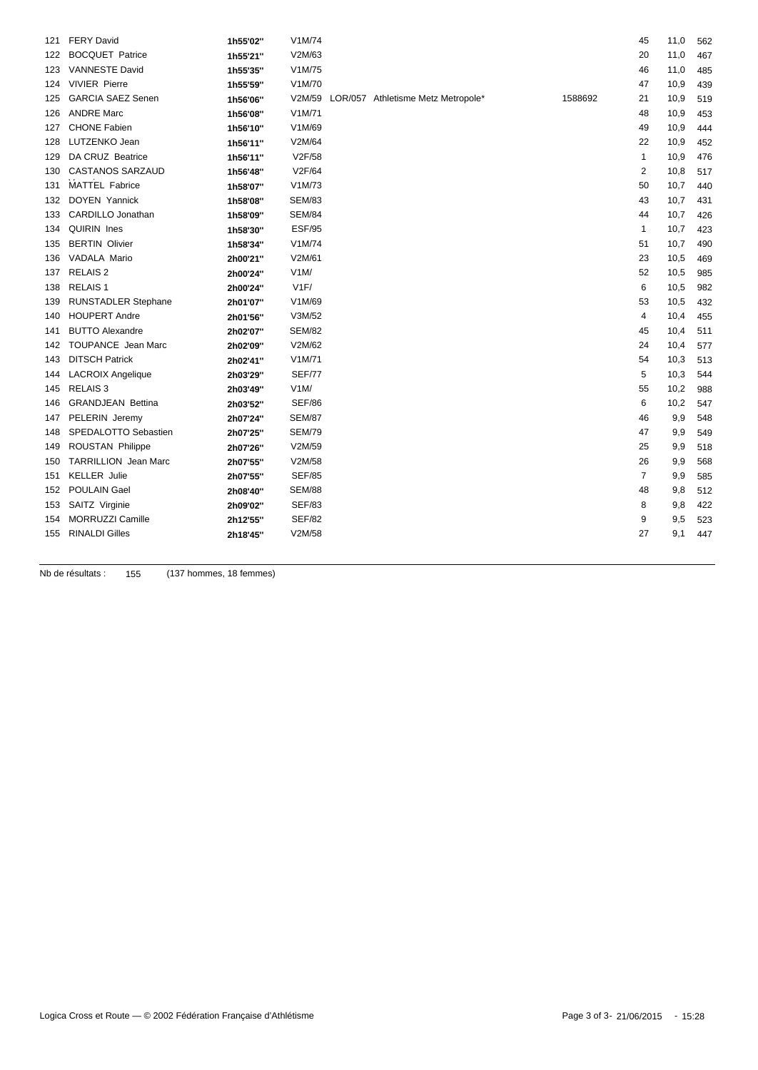| | | | | | | | | | |
|---|---|---|---|---|---|---|---|---|---|
| 121 | FERY David | 1h55'02'' | V1M/74 | | | 45 | 11,0 | 562 |
| 122 | BOCQUET Patrice | 1h55'21'' | V2M/63 | | | 20 | 11,0 | 467 |
| 123 | VANNESTE David | 1h55'35'' | V1M/75 | | | 46 | 11,0 | 485 |
| 124 | VIVIER Pierre | 1h55'59'' | V1M/70 | | | 47 | 10,9 | 439 |
| 125 | GARCIA SAEZ Senen | 1h56'06'' | V2M/59 | LOR/057 Athletisme Metz Metropole* | 1588692 | 21 | 10,9 | 519 |
| 126 | ANDRE Marc | 1h56'08'' | V1M/71 | | | 48 | 10,9 | 453 |
| 127 | CHONE Fabien | 1h56'10'' | V1M/69 | | | 49 | 10,9 | 444 |
| 128 | LUTZENKO Jean | 1h56'11'' | V2M/64 | | | 22 | 10,9 | 452 |
| 129 | DA CRUZ Beatrice | 1h56'11'' | V2F/58 | | | 1 | 10,9 | 476 |
| 130 | CASTANOS SARZAUD | 1h56'48'' | V2F/64 | | | 2 | 10,8 | 517 |
| 131 | MATTEL Fabrice | 1h58'07'' | V1M/73 | | | 50 | 10,7 | 440 |
| 132 | DOYEN Yannick | 1h58'08'' | SEM/83 | | | 43 | 10,7 | 431 |
| 133 | CARDILLO Jonathan | 1h58'09'' | SEM/84 | | | 44 | 10,7 | 426 |
| 134 | QUIRIN Ines | 1h58'30'' | ESF/95 | | | 1 | 10,7 | 423 |
| 135 | BERTIN Olivier | 1h58'34'' | V1M/74 | | | 51 | 10,7 | 490 |
| 136 | VADALA Mario | 2h00'21'' | V2M/61 | | | 23 | 10,5 | 469 |
| 137 | RELAIS 2 | 2h00'24'' | V1M/ | | | 52 | 10,5 | 985 |
| 138 | RELAIS 1 | 2h00'24'' | V1F/ | | | 6 | 10,5 | 982 |
| 139 | RUNSTADLER Stephane | 2h01'07'' | V1M/69 | | | 53 | 10,5 | 432 |
| 140 | HOUPERT Andre | 2h01'56'' | V3M/52 | | | 4 | 10,4 | 455 |
| 141 | BUTTO Alexandre | 2h02'07'' | SEM/82 | | | 45 | 10,4 | 511 |
| 142 | TOUPANCE Jean Marc | 2h02'09'' | V2M/62 | | | 24 | 10,4 | 577 |
| 143 | DITSCH Patrick | 2h02'41'' | V1M/71 | | | 54 | 10,3 | 513 |
| 144 | LACROIX Angelique | 2h03'29'' | SEF/77 | | | 5 | 10,3 | 544 |
| 145 | RELAIS 3 | 2h03'49'' | V1M/ | | | 55 | 10,2 | 988 |
| 146 | GRANDJEAN Bettina | 2h03'52'' | SEF/86 | | | 6 | 10,2 | 547 |
| 147 | PELERIN Jeremy | 2h07'24'' | SEM/87 | | | 46 | 9,9 | 548 |
| 148 | SPEDALOTTO Sebastien | 2h07'25'' | SEM/79 | | | 47 | 9,9 | 549 |
| 149 | ROUSTAN Philippe | 2h07'26'' | V2M/59 | | | 25 | 9,9 | 518 |
| 150 | TARRILLION Jean Marc | 2h07'55'' | V2M/58 | | | 26 | 9,9 | 568 |
| 151 | KELLER Julie | 2h07'55'' | SEF/85 | | | 7 | 9,9 | 585 |
| 152 | POULAIN Gael | 2h08'40'' | SEM/88 | | | 48 | 9,8 | 512 |
| 153 | SAITZ Virginie | 2h09'02'' | SEF/83 | | | 8 | 9,8 | 422 |
| 154 | MORRUZZI Camille | 2h12'55'' | SEF/82 | | | 9 | 9,5 | 523 |
| 155 | RINALDI Gilles | 2h18'45'' | V2M/58 | | | 27 | 9,1 | 447 |

Nb de résultats : 155 (137 hommes, 18 femmes)

Logica Cross et Route — © 2002 Fédération Française d'Athlétisme

21/06/2015 - 15:28